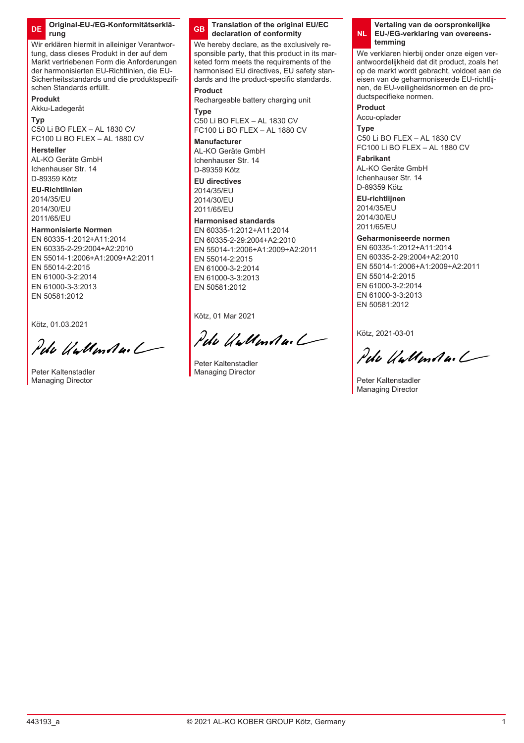## DE Original-EU-/EG-Konformitätserklärung

Wir erklären hiermit in alleiniger Verantwortung, dass dieses Produkt in der auf dem Markt vertriebenen Form die Anforderungen der harmonisierten EU-Richtlinien, die EU-Sicherheitsstandards und die produktspezifischen Standards erfüllt.

**Produkt**

Akku-Ladegerät

**Typ**

C50 Li BO FLEX – AL 1830 CV
FC100 Li BO FLEX – AL 1880 CV

**Hersteller**

AL-KO Geräte GmbH
Ichenhauser Str. 14
D-89359 Kötz

**EU-Richtlinien**

2014/35/EU
2014/30/EU
2011/65/EU

**Harmonisierte Normen**

EN 60335-1:2012+A11:2014
EN 60335-2-29:2004+A2:2010
EN 55014-1:2006+A1:2009+A2:2011
EN 55014-2:2015
EN 61000-3-2:2014
EN 61000-3-3:2013
EN 50581:2012

Kötz, 01.03.2021

Peter Kaltenstadler
Managing Director

## GB Translation of the original EU/EC declaration of conformity

We hereby declare, as the exclusively responsible party, that this product in its marketed form meets the requirements of the harmonised EU directives, EU safety standards and the product-specific standards.

**Product**

Rechargeable battery charging unit

**Type**

C50 Li BO FLEX – AL 1830 CV
FC100 Li BO FLEX – AL 1880 CV

**Manufacturer**

AL-KO Geräte GmbH
Ichenhauser Str. 14
D-89359 Kötz

**EU directives**

2014/35/EU
2014/30/EU
2011/65/EU

**Harmonised standards**

EN 60335-1:2012+A11:2014
EN 60335-2-29:2004+A2:2010
EN 55014-1:2006+A1:2009+A2:2011
EN 55014-2:2015
EN 61000-3-2:2014
EN 61000-3-3:2013
EN 50581:2012

Kötz, 01 Mar 2021

Peter Kaltenstadler
Managing Director

## NL Vertaling van de oorspronkelijke EU-/EG-verklaring van overeenstemming

We verklaren hierbij onder onze eigen verantwoordelijkheid dat dit product, zoals het op de markt wordt gebracht, voldoet aan de eisen van de geharmoniseerde EU-richtlijnen, de EU-veiligheidsnormen en de productspecifieke normen.

**Product**

Accu-oplader

**Type**

C50 Li BO FLEX – AL 1830 CV
FC100 Li BO FLEX – AL 1880 CV

**Fabrikant**

AL-KO Geräte GmbH
Ichenhauser Str. 14
D-89359 Kötz

**EU-richtlijnen**

2014/35/EU
2014/30/EU
2011/65/EU

**Geharmoniseerde normen**

EN 60335-1:2012+A11:2014
EN 60335-2-29:2004+A2:2010
EN 55014-1:2006+A1:2009+A2:2011
EN 55014-2:2015
EN 61000-3-2:2014
EN 61000-3-3:2013
EN 50581:2012

Kötz, 2021-03-01

Peter Kaltenstadler
Managing Director

443193_a © 2021 AL-KO KOBER GROUP Kötz, Germany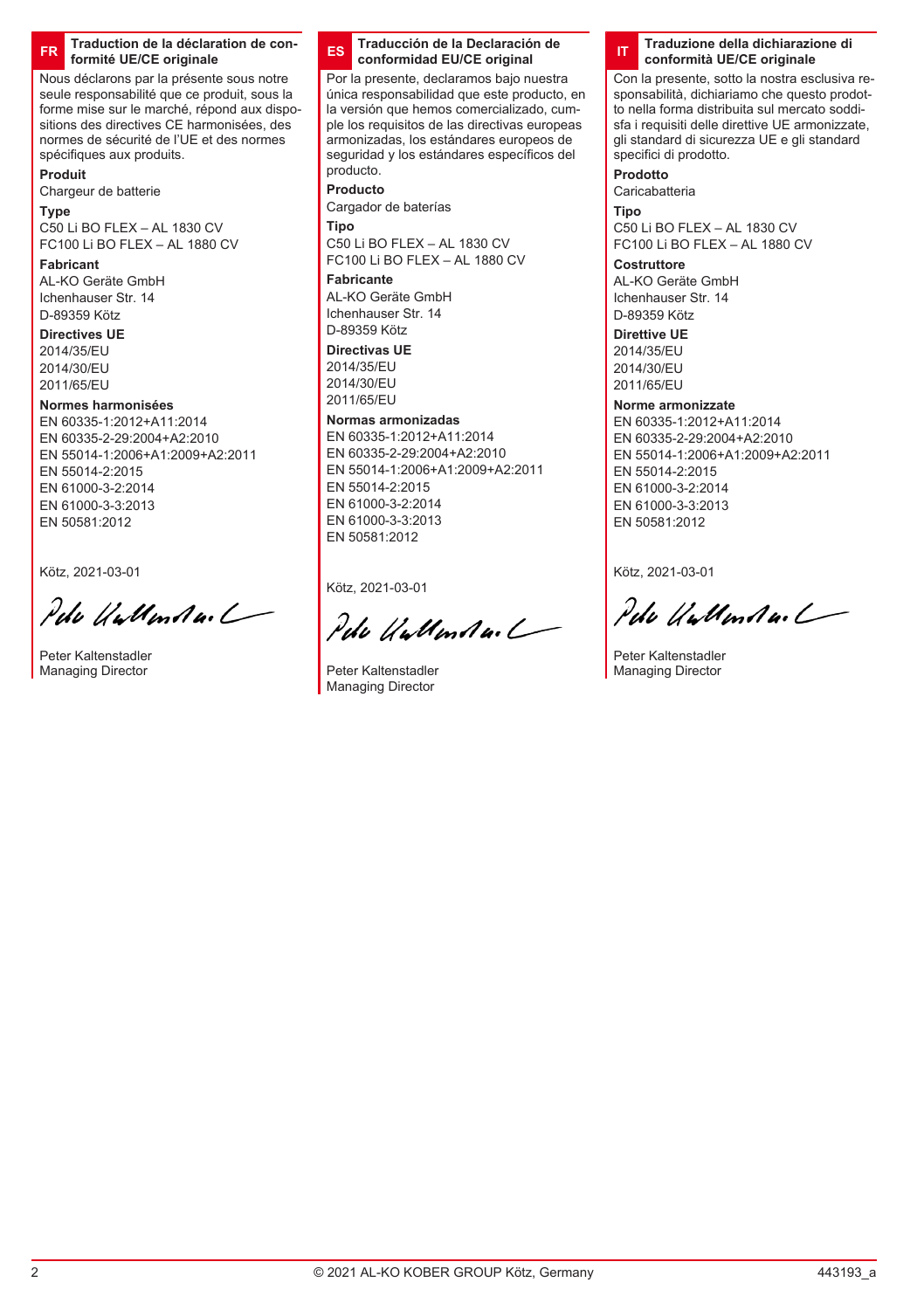## FR Traduction de la déclaration de conformité UE/CE originale

Nous déclarons par la présente sous notre seule responsabilité que ce produit, sous la forme mise sur le marché, répond aux dispositions des directives CE harmonisées, des normes de sécurité de l'UE et des normes spécifiques aux produits.

**Produit**
Chargeur de batterie

**Type**
C50 Li BO FLEX – AL 1830 CV
FC100 Li BO FLEX – AL 1880 CV

**Fabricant**
AL-KO Geräte GmbH
Ichenhauser Str. 14
D-89359 Kötz

**Directives UE**
2014/35/EU
2014/30/EU
2011/65/EU

**Normes harmonisées**
EN 60335-1:2012+A11:2014
EN 60335-2-29:2004+A2:2010
EN 55014-1:2006+A1:2009+A2:2011
EN 55014-2:2015
EN 61000-3-2:2014
EN 61000-3-3:2013
EN 50581:2012

Kötz, 2021-03-01

Peter Kaltenstadler
Managing Director

## ES Traducción de la Declaración de conformidad EU/CE original

Por la presente, declaramos bajo nuestra única responsabilidad que este producto, en la versión que hemos comercializado, cumple los requisitos de las directivas europeas armonizadas, los estándares europeos de seguridad y los estándares específicos del producto.

**Producto**
Cargador de baterías

**Tipo**
C50 Li BO FLEX – AL 1830 CV
FC100 Li BO FLEX – AL 1880 CV

**Fabricante**
AL-KO Geräte GmbH
Ichenhauser Str. 14
D-89359 Kötz

**Directivas UE**
2014/35/EU
2014/30/EU
2011/65/EU

**Normas armonizadas**
EN 60335-1:2012+A11:2014
EN 60335-2-29:2004+A2:2010
EN 55014-1:2006+A1:2009+A2:2011
EN 55014-2:2015
EN 61000-3-2:2014
EN 61000-3-3:2013
EN 50581:2012

Kötz, 2021-03-01

Peter Kaltenstadler
Managing Director

## IT Traduzione della dichiarazione di conformità UE/CE originale

Con la presente, sotto la nostra esclusiva responsabilità, dichiariamo che questo prodotto nella forma distribuita sul mercato soddisfa i requisiti delle direttive UE armonizzate, gli standard di sicurezza UE e gli standard specifici di prodotto.

**Prodotto**
Caricabatteria

**Tipo**
C50 Li BO FLEX – AL 1830 CV
FC100 Li BO FLEX – AL 1880 CV

**Costruttore**
AL-KO Geräte GmbH
Ichenhauser Str. 14
D-89359 Kötz

**Direttive UE**
2014/35/EU
2014/30/EU
2011/65/EU

**Norme armonizzate**
EN 60335-1:2012+A11:2014
EN 60335-2-29:2004+A2:2010
EN 55014-1:2006+A1:2009+A2:2011
EN 55014-2:2015
EN 61000-3-2:2014
EN 61000-3-3:2013
EN 50581:2012

Kötz, 2021-03-01

Peter Kaltenstadler
Managing Director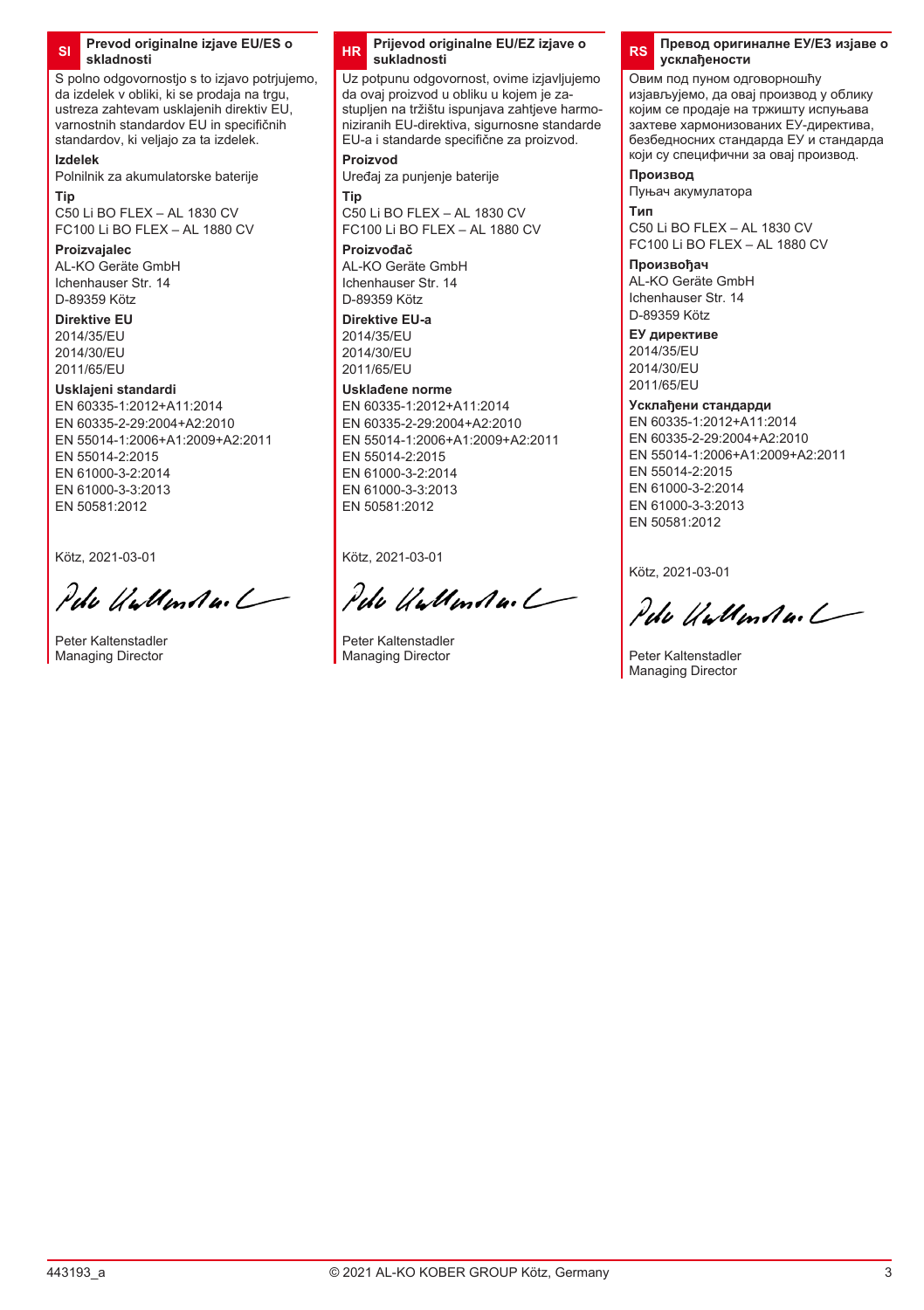## SI Prevod originalne izjave EU/ES o skladnosti

S polno odgovornostjo s to izjavo potrjujemo, da izdelek v obliki, ki se prodaja na trgu, ustreza zahtevam usklajenih direktiv EU, varnostnih standardov EU in specifičnih standardov, ki veljajo za ta izdelek.

**Izdelek**
Polnilnik za akumulatorske baterije

**Tip**
C50 Li BO FLEX – AL 1830 CV
FC100 Li BO FLEX – AL 1880 CV

**Proizvajalec**
AL-KO Geräte GmbH
Ichenhauser Str. 14
D-89359 Kötz

**Direktive EU**
2014/35/EU
2014/30/EU
2011/65/EU

**Usklajeni standardi**
EN 60335-1:2012+A11:2014
EN 60335-2-29:2004+A2:2010
EN 55014-1:2006+A1:2009+A2:2011
EN 55014-2:2015
EN 61000-3-2:2014
EN 61000-3-3:2013
EN 50581:2012

Kötz, 2021-03-01

Peter Kaltenstadler
Managing Director

## HR Prijevod originalne EU/EZ izjave o sukladnosti

Uz potpunu odgovornost, ovime izjavljujemo da ovaj proizvod u obliku u kojem je zastupljen na tržištu ispunjava zahtjeve harmoniziranih EU-direktiva, sigurnosne standarde EU-a i standarde specifične za proizvod.

**Proizvod**
Uređaj za punjenje baterije

**Tip**
C50 Li BO FLEX – AL 1830 CV
FC100 Li BO FLEX – AL 1880 CV

**Proizvođač**
AL-KO Geräte GmbH
Ichenhauser Str. 14
D-89359 Kötz

**Direktive EU-a**
2014/35/EU
2014/30/EU
2011/65/EU

**Usklađene norme**
EN 60335-1:2012+A11:2014
EN 60335-2-29:2004+A2:2010
EN 55014-1:2006+A1:2009+A2:2011
EN 55014-2:2015
EN 61000-3-2:2014
EN 61000-3-3:2013
EN 50581:2012

Kötz, 2021-03-01

Peter Kaltenstadler
Managing Director

## RS Превод оригиналне ЕУ/ЕЗ изјаве о усклађености

Овим под пуном одговорношћу изјављујемо, да овај производ у облику којим се продаје на тржишту испуњава захтеве хармонизованих ЕУ-директива, безбедносних стандарда ЕУ и стандарда који су специфични за овај производ.

**Производ**
Пуњач акумулатора

**Тип**
C50 Li BO FLEX – AL 1830 CV
FC100 Li BO FLEX – AL 1880 CV

**Произвођач**
AL-KO Geräte GmbH
Ichenhauser Str. 14
D-89359 Kötz

**ЕУ директиве**
2014/35/EU
2014/30/EU
2011/65/EU

**Усклађени стандарди**
EN 60335-1:2012+A11:2014
EN 60335-2-29:2004+A2:2010
EN 55014-1:2006+A1:2009+A2:2011
EN 55014-2:2015
EN 61000-3-2:2014
EN 61000-3-3:2013
EN 50581:2012

Kötz, 2021-03-01

Peter Kaltenstadler
Managing Director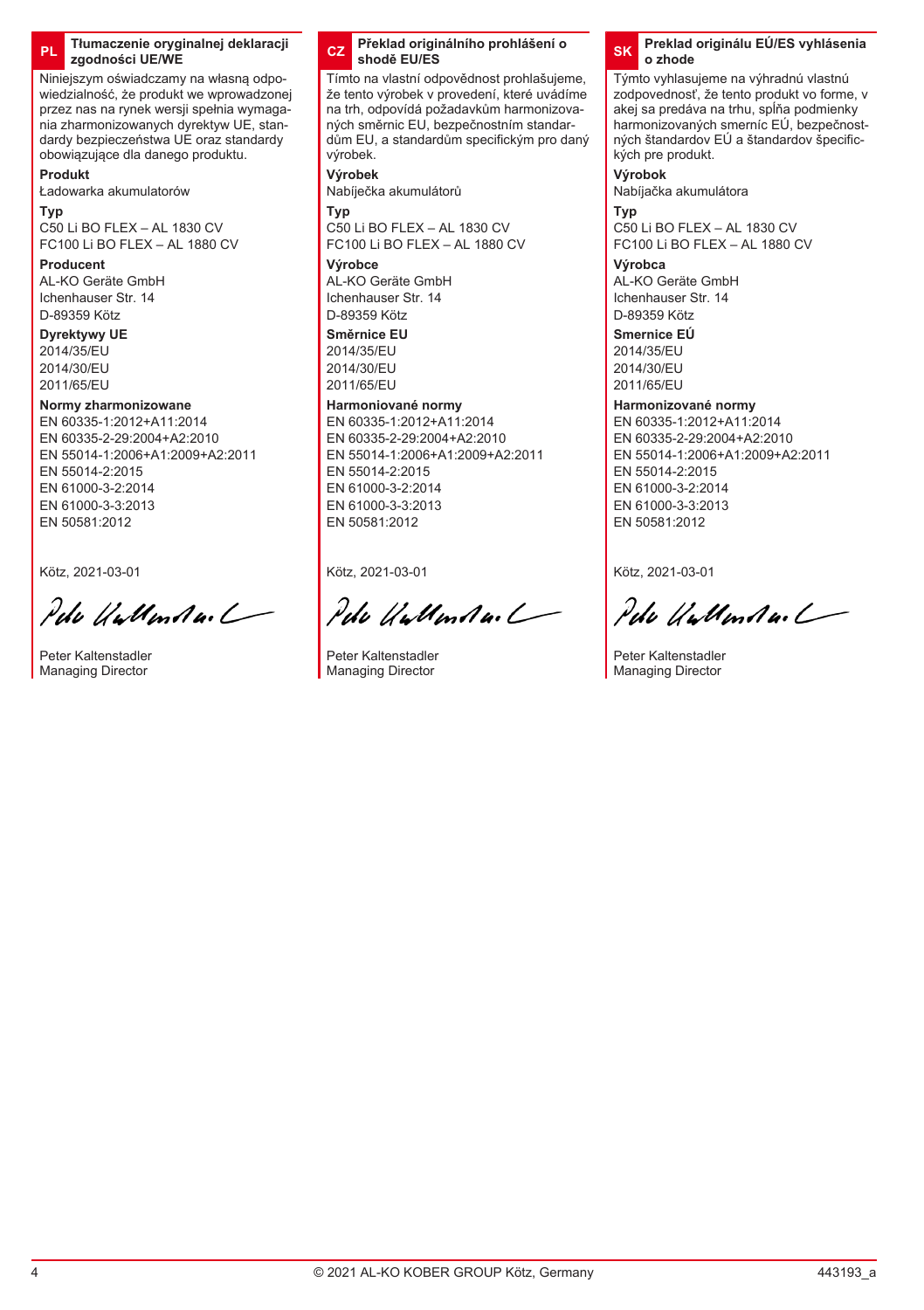## PL Tłumaczenie oryginalnej deklaracji zgodności UE/WE

Niniejszym oświadczamy na własną odpowiedzialność, że produkt we wprowadzonej przez nas na rynek wersji spełnia wymagania zharmonizowanych dyrektyw UE, standardy bezpieczeństwa UE oraz standardy obowiązujące dla danego produktu.

**Produkt**
Ładowarka akumulatorów

**Typ**
C50 Li BO FLEX – AL 1830 CV
FC100 Li BO FLEX – AL 1880 CV

**Producent**
AL-KO Geräte GmbH
Ichenhauser Str. 14
D-89359 Kötz

**Dyrektywy UE**
2014/35/EU
2014/30/EU
2011/65/EU

**Normy zharmonizowane**
EN 60335-1:2012+A11:2014
EN 60335-2-29:2004+A2:2010
EN 55014-1:2006+A1:2009+A2:2011
EN 55014-2:2015
EN 61000-3-2:2014
EN 61000-3-3:2013
EN 50581:2012

Kötz, 2021-03-01

Peter Kaltenstadler
Managing Director

## CZ Překlad originálního prohlášení o shodě EU/ES

Tímto na vlastní odpovědnost prohlašujeme, že tento výrobek v provedení, které uvádíme na trh, odpovídá požadavkům harmonizovaných směrnic EU, bezpečnostním standardům EU, a standardům specifickým pro daný výrobek.

**Výrobek**
Nabíječka akumulátorů

**Typ**
C50 Li BO FLEX – AL 1830 CV
FC100 Li BO FLEX – AL 1880 CV

**Výrobce**
AL-KO Geräte GmbH
Ichenhauser Str. 14
D-89359 Kötz

**Směrnice EU**
2014/35/EU
2014/30/EU
2011/65/EU

**Harmoniované normy**
EN 60335-1:2012+A11:2014
EN 60335-2-29:2004+A2:2010
EN 55014-1:2006+A1:2009+A2:2011
EN 55014-2:2015
EN 61000-3-2:2014
EN 61000-3-3:2013
EN 50581:2012

Kötz, 2021-03-01

Peter Kaltenstadler
Managing Director

## SK Preklad originálu EÚ/ES vyhlásenia o zhode

Týmto vyhlasujeme na výhradnú vlastnú zodpovednosť, že tento produkt vo forme, v akej sa predáva na trhu, spĺňa podmienky harmonizovaných smerníc EÚ, bezpečnostných štandardov EÚ a štandardov špecifických pre produkt.

**Výrobok**
Nabíjačka akumulátora

**Typ**
C50 Li BO FLEX – AL 1830 CV
FC100 Li BO FLEX – AL 1880 CV

**Výrobca**
AL-KO Geräte GmbH
Ichenhauser Str. 14
D-89359 Kötz

**Smernice EÚ**
2014/35/EU
2014/30/EU
2011/65/EU

**Harmonizované normy**
EN 60335-1:2012+A11:2014
EN 60335-2-29:2004+A2:2010
EN 55014-1:2006+A1:2009+A2:2011
EN 55014-2:2015
EN 61000-3-2:2014
EN 61000-3-3:2013
EN 50581:2012

Kötz, 2021-03-01

Peter Kaltenstadler
Managing Director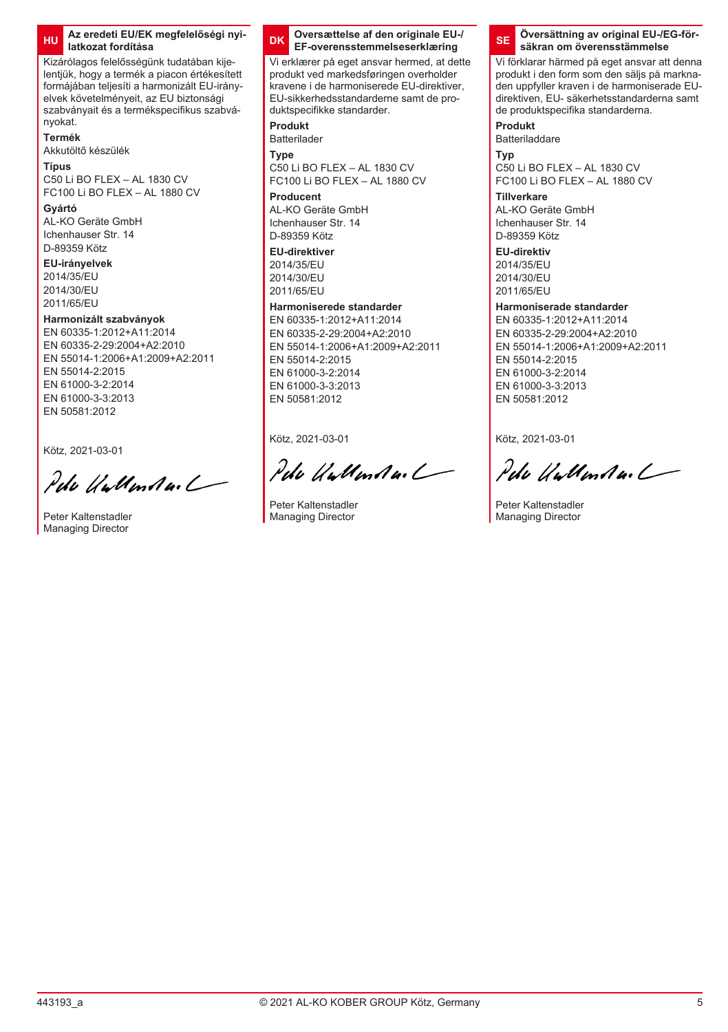## HU Az eredeti EU/EK megfelelőségi nyilatkozat fordítása

Kizárólagos felelősségünk tudatában kijelentjük, hogy a termék a piacon értékesített formájában teljesíti a harmonizált EU-irányelvek követelményeit, az EU biztonsági szabványait és a termékspecifikus szabványokat.

**Termék**
Akkutöltő készülék

**Típus**
C50 Li BO FLEX – AL 1830 CV
FC100 Li BO FLEX – AL 1880 CV

**Gyártó**
AL-KO Geräte GmbH
Ichenhauser Str. 14
D-89359 Kötz

**EU-irányelvek**
2014/35/EU
2014/30/EU
2011/65/EU

**Harmonizált szabványok**
EN 60335-1:2012+A11:2014
EN 60335-2-29:2004+A2:2010
EN 55014-1:2006+A1:2009+A2:2011
EN 55014-2:2015
EN 61000-3-2:2014
EN 61000-3-3:2013
EN 50581:2012

Kötz, 2021-03-01

Peter Kaltenstadler
Managing Director

## DK Oversættelse af den originale EU-/EF-overensstemmelseserklæring

Vi erklærer på eget ansvar hermed, at dette produkt ved markedsføringen overholder kravene i de harmoniserede EU-direktiver, EU-sikkerhedsstandarderne samt de produktspecifikke standarder.

**Produkt**
Batterilader

**Type**
C50 Li BO FLEX – AL 1830 CV
FC100 Li BO FLEX – AL 1880 CV

**Producent**
AL-KO Geräte GmbH
Ichenhauser Str. 14
D-89359 Kötz

**EU-direktiver**
2014/35/EU
2014/30/EU
2011/65/EU

**Harmoniserede standarder**
EN 60335-1:2012+A11:2014
EN 60335-2-29:2004+A2:2010
EN 55014-1:2006+A1:2009+A2:2011
EN 55014-2:2015
EN 61000-3-2:2014
EN 61000-3-3:2013
EN 50581:2012

Kötz, 2021-03-01

Peter Kaltenstadler
Managing Director

## SE Översättning av original EU-/EG-försäkran om överensstämmelse

Vi förklarar härmed på eget ansvar att denna produkt i den form som den säljs på marknaden uppfyller kraven i de harmoniserade EU-direktiven, EU- säkerhetsstandarderna samt de produktspecifika standarderna.

**Produkt**
Batteriladdare

**Typ**
C50 Li BO FLEX – AL 1830 CV
FC100 Li BO FLEX – AL 1880 CV

**Tillverkare**
AL-KO Geräte GmbH
Ichenhauser Str. 14
D-89359 Kötz

**EU-direktiv**
2014/35/EU
2014/30/EU
2011/65/EU

**Harmoniserade standarder**
EN 60335-1:2012+A11:2014
EN 60335-2-29:2004+A2:2010
EN 55014-1:2006+A1:2009+A2:2011
EN 55014-2:2015
EN 61000-3-2:2014
EN 61000-3-3:2013
EN 50581:2012

Kötz, 2021-03-01

Peter Kaltenstadler
Managing Director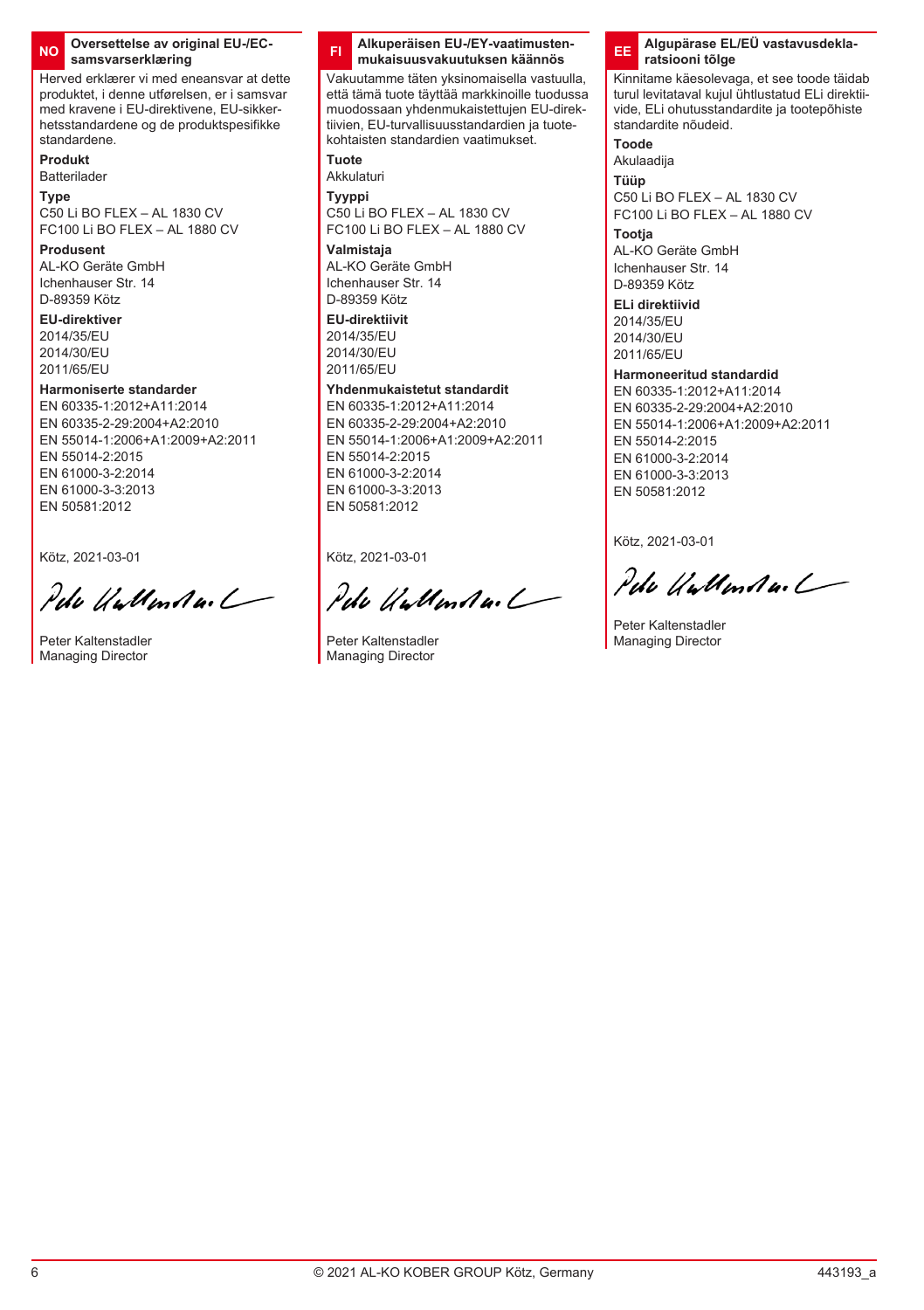## NO Oversettelse av original EU-/EC-samsvarserklæring

Herved erklærer vi med eneansvar at dette produktet, i denne utførelsen, er i samsvar med kravene i EU-direktivene, EU-sikkerhetsstandardene og de produktspesifikke standardene.

**Produkt**
Batterilader

**Type**
C50 Li BO FLEX – AL 1830 CV
FC100 Li BO FLEX – AL 1880 CV

**Produsent**
AL-KO Geräte GmbH
Ichenhauser Str. 14
D-89359 Kötz

**EU-direktiver**
2014/35/EU
2014/30/EU
2011/65/EU

**Harmoniserte standarder**
EN 60335-1:2012+A11:2014
EN 60335-2-29:2004+A2:2010
EN 55014-1:2006+A1:2009+A2:2011
EN 55014-2:2015
EN 61000-3-2:2014
EN 61000-3-3:2013
EN 50581:2012

Kötz, 2021-03-01

Peter Kaltenstadler
Managing Director

## FI Alkuperäisen EU-/EY-vaatimustenmukaisuusvakuutuksen käännös

Vakuutamme täten yksinomaisella vastuulla, että tämä tuote täyttää markkinoille tuodussa muodossaan yhdenmukaistettujen EU-direktiivien, EU-turvallisuusstandardien ja tuotekohtaisten standardien vaatimukset.

**Tuote**
Akkulaturi

**Tyyppi**
C50 Li BO FLEX – AL 1830 CV
FC100 Li BO FLEX – AL 1880 CV

**Valmistaja**
AL-KO Geräte GmbH
Ichenhauser Str. 14
D-89359 Kötz

**EU-direktiivit**
2014/35/EU
2014/30/EU
2011/65/EU

**Yhdenmukaistetut standardit**
EN 60335-1:2012+A11:2014
EN 60335-2-29:2004+A2:2010
EN 55014-1:2006+A1:2009+A2:2011
EN 55014-2:2015
EN 61000-3-2:2014
EN 61000-3-3:2013
EN 50581:2012

Kötz, 2021-03-01

Peter Kaltenstadler
Managing Director

## EE Algupärase EL/EÜ vastavusdeklaratsiooni tõlge

Kinnitame käesolevaga, et see toode täidab turul levitataval kujul ühtlustatud ELi direktiivide, ELi ohutusstandardite ja tootepõhiste standardite nõudeid.

**Toode**
Akulaadija

**Tüüp**
C50 Li BO FLEX – AL 1830 CV
FC100 Li BO FLEX – AL 1880 CV

**Tootja**
AL-KO Geräte GmbH
Ichenhauser Str. 14
D-89359 Kötz

**ELi direktiivid**
2014/35/EU
2014/30/EU
2011/65/EU

**Harmoneeritud standardid**
EN 60335-1:2012+A11:2014
EN 60335-2-29:2004+A2:2010
EN 55014-1:2006+A1:2009+A2:2011
EN 55014-2:2015
EN 61000-3-2:2014
EN 61000-3-3:2013
EN 50581:2012

Kötz, 2021-03-01

Peter Kaltenstadler
Managing Director

© 2021 AL-KO KOBER GROUP Kötz, Germany

443193_a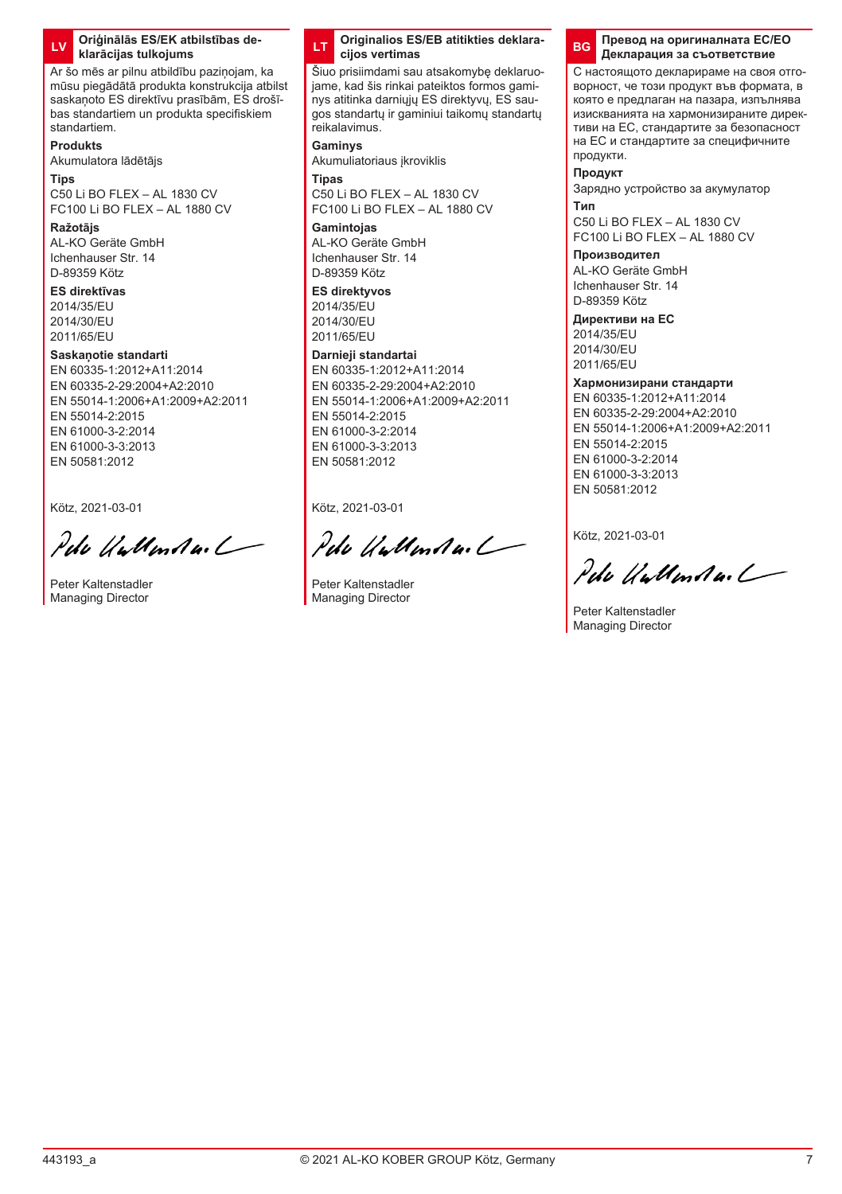## LV Oriģinālās ES/EK atbilstības deklarācijas tulkojums

Ar šo mēs ar pilnu atbildību paziņojam, ka mūsu piegādātā produkta konstrukcija atbilst saskaņoto ES direktīvu prasībām, ES drošības standartiem un produkta specifiskiem standartiem.

**Produkts**

Akumulatora lādētājs

**Tips**

C50 Li BO FLEX – AL 1830 CV
FC100 Li BO FLEX – AL 1880 CV

**Ražotājs**

AL-KO Geräte GmbH
Ichenhauser Str. 14
D-89359 Kötz

**ES direktīvas**

2014/35/EU
2014/30/EU
2011/65/EU

**Saskaņotie standarti**

EN 60335-1:2012+A11:2014
EN 60335-2-29:2004+A2:2010
EN 55014-1:2006+A1:2009+A2:2011
EN 55014-2:2015
EN 61000-3-2:2014
EN 61000-3-3:2013
EN 50581:2012

Kötz, 2021-03-01

Peter Kaltenstadler
Managing Director

## LT Originalios ES/EB atitikties deklaracijos vertimas

Šiuo prisiimdami sau atsakomybę deklaruojame, kad šis rinkai pateiktos formos gaminys atitinka darniųjų ES direktyvų, ES saugos standartų ir gaminiui taikomų standartų reikalavimus.

**Gaminys**

Akumuliatoriaus įkroviklis

**Tipas**

C50 Li BO FLEX – AL 1830 CV
FC100 Li BO FLEX – AL 1880 CV

**Gamintojas**

AL-KO Geräte GmbH
Ichenhauser Str. 14
D-89359 Kötz

**ES direktyvos**

2014/35/EU
2014/30/EU
2011/65/EU

**Darnieji standartai**

EN 60335-1:2012+A11:2014
EN 60335-2-29:2004+A2:2010
EN 55014-1:2006+A1:2009+A2:2011
EN 55014-2:2015
EN 61000-3-2:2014
EN 61000-3-3:2013
EN 50581:2012

Kötz, 2021-03-01

Peter Kaltenstadler
Managing Director

## BG Превод на оригиналната ЕС/ЕО Декларация за съответствие

С настоящото декларираме на своя отговорност, че този продукт във формата, в която е предлаган на пазара, изпълнява изискванията на хармонизираните директиви на ЕС, стандартите за безопасност на ЕС и стандартите за специфичните продукти.

**Продукт**

Зарядно устройство за акумулатор

**Тип**

C50 Li BO FLEX – AL 1830 CV
FC100 Li BO FLEX – AL 1880 CV

**Производител**

AL-KO Geräte GmbH
Ichenhauser Str. 14
D-89359 Kötz

**Директиви на ЕС**

2014/35/EU
2014/30/EU
2011/65/EU

**Хармонизирани стандарти**

EN 60335-1:2012+A11:2014
EN 60335-2-29:2004+A2:2010
EN 55014-1:2006+A1:2009+A2:2011
EN 55014-2:2015
EN 61000-3-2:2014
EN 61000-3-3:2013
EN 50581:2012

Kötz, 2021-03-01

Peter Kaltenstadler
Managing Director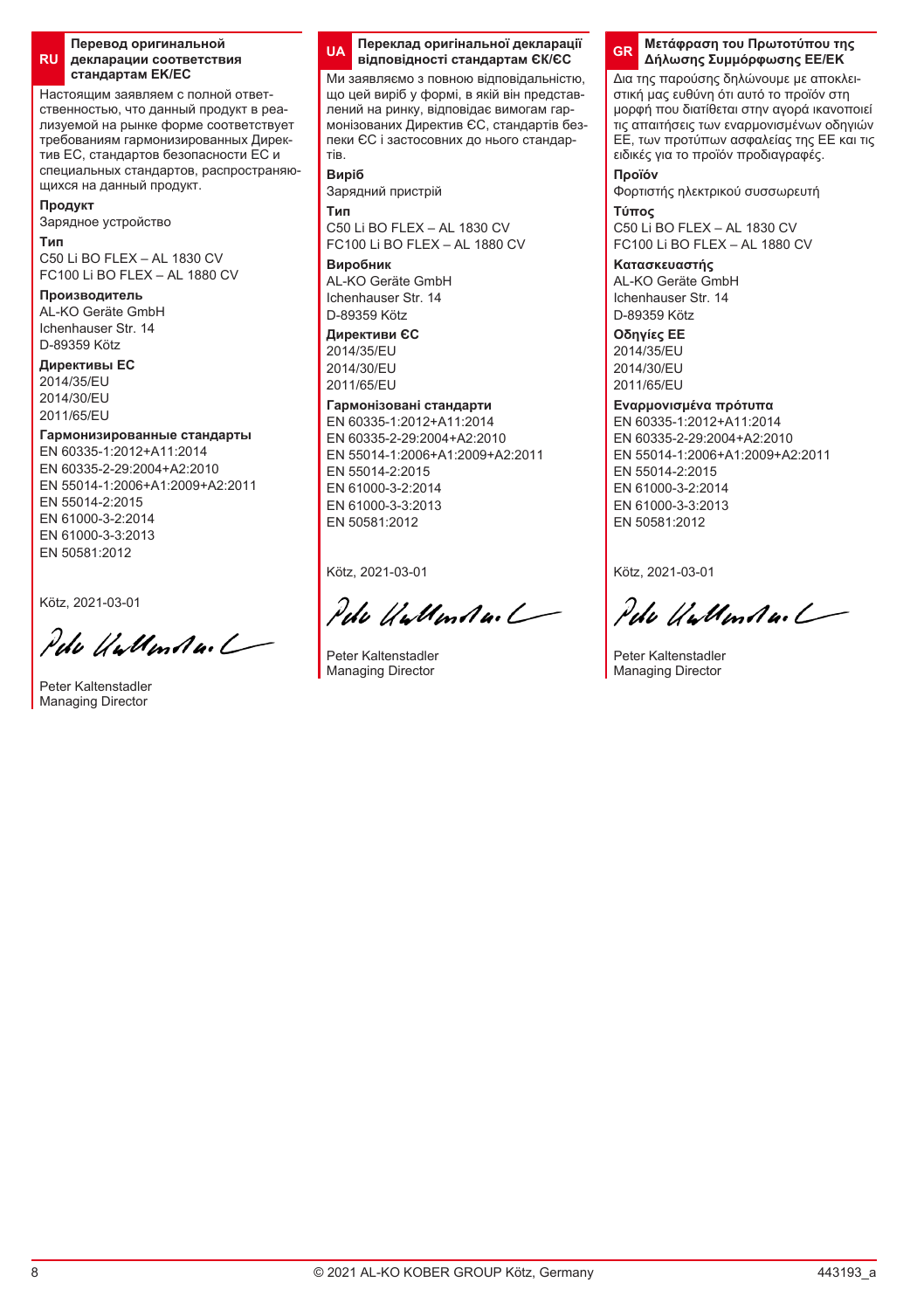## RU Перевод оригинальной декларации соответствия стандартам ЕК/ЕС

Настоящим заявляем с полной ответственностью, что данный продукт в реализуемой на рынке форме соответствует требованиям гармонизированных Директив ЕС, стандартов безопасности ЕС и специальных стандартов, распространяющихся на данный продукт.

**Продукт**
Зарядное устройство

**Тип**
C50 Li BO FLEX – AL 1830 CV
FC100 Li BO FLEX – AL 1880 CV

**Производитель**
AL-KO Geräte GmbH
Ichenhauser Str. 14
D-89359 Kötz

**Директивы ЕС**
2014/35/EU
2014/30/EU
2011/65/EU

**Гармонизированные стандарты**
EN 60335-1:2012+A11:2014
EN 60335-2-29:2004+A2:2010
EN 55014-1:2006+A1:2009+A2:2011
EN 55014-2:2015
EN 61000-3-2:2014
EN 61000-3-3:2013
EN 50581:2012

Kötz, 2021-03-01

Peter Kaltenstadler
Managing Director

## UA Переклад оригінальної декларації відповідності стандартам ЄК/ЄС

Ми заявляємо з повною відповідальністю, що цей виріб у формі, в якій він представлений на ринку, відповідає вимогам гармонізованих Директив ЄС, стандартів безпеки ЄС і застосовних до нього стандартів.

**Виріб**
Зарядний пристрій

**Тип**
C50 Li BO FLEX – AL 1830 CV
FC100 Li BO FLEX – AL 1880 CV

**Виробник**
AL-KO Geräte GmbH
Ichenhauser Str. 14
D-89359 Kötz

**Директиви ЄС**
2014/35/EU
2014/30/EU
2011/65/EU

**Гармонізовані стандарти**
EN 60335-1:2012+A11:2014
EN 60335-2-29:2004+A2:2010
EN 55014-1:2006+A1:2009+A2:2011
EN 55014-2:2015
EN 61000-3-2:2014
EN 61000-3-3:2013
EN 50581:2012

Kötz, 2021-03-01

Peter Kaltenstadler
Managing Director

## GR Μετάφραση του Πρωτοτύπου της Δήλωσης Συμμόρφωσης ΕΕ/ΕΚ

Δια της παρούσης δηλώνουμε με αποκλειστική μας ευθύνη ότι αυτό το προϊόν στη μορφή που διατίθεται στην αγορά ικανοποιεί τις απαιτήσεις των εναρμονισμένων οδηγιών ΕΕ, των προτύπων ασφαλείας της ΕΕ και τις ειδικές για το προϊόν προδιαγραφές.

**Προϊόν**
Φορτιστής ηλεκτρικού συσσωρευτή

**Τύπος**
C50 Li BO FLEX – AL 1830 CV
FC100 Li BO FLEX – AL 1880 CV

**Κατασκευαστής**
AL-KO Geräte GmbH
Ichenhauser Str. 14
D-89359 Kötz

**Οδηγίες ΕΕ**
2014/35/EU
2014/30/EU
2011/65/EU

**Εναρμονισμένα πρότυπα**
EN 60335-1:2012+A11:2014
EN 60335-2-29:2004+A2:2010
EN 55014-1:2006+A1:2009+A2:2011
EN 55014-2:2015
EN 61000-3-2:2014
EN 61000-3-3:2013
EN 50581:2012

Kötz, 2021-03-01

Peter Kaltenstadler
Managing Director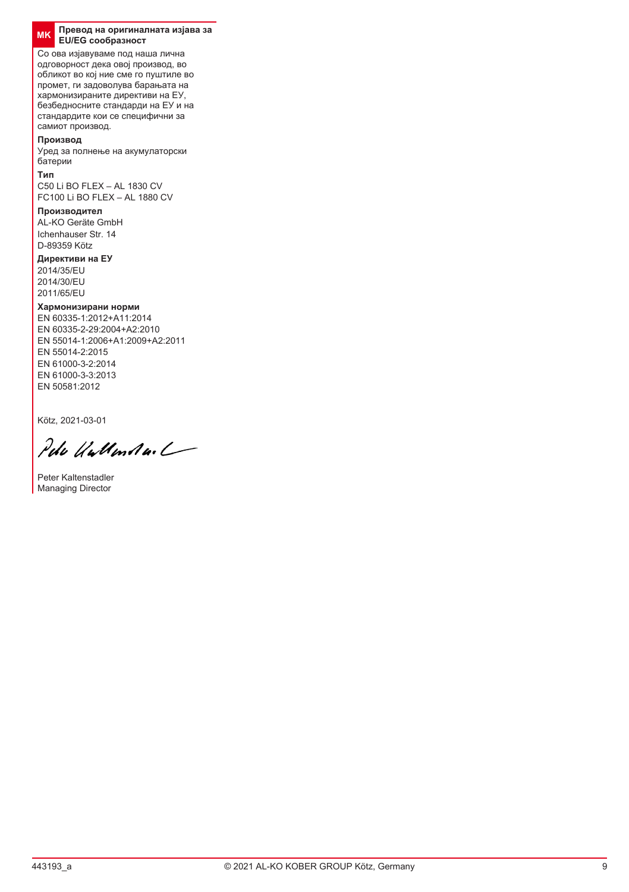**MK** **Превод на оригиналната изјава за EU/EG сообразност**

Со ова изјавуваме под наша лична одговорност дека овој производ, во обликот во кој ние сме го пуштиле во промет, ги задоволува барањата на хармонизираните директиви на ЕУ, безбедносните стандарди на ЕУ и на стандардите кои се специфични за самиот производ.

**Производ**
Уред за полнење на акумулаторски батерии

**Тип**
C50 Li BO FLEX – AL 1830 CV
FC100 Li BO FLEX – AL 1880 CV

**Производител**
AL-KO Geräte GmbH
Ichenhauser Str. 14
D-89359 Kötz

**Директиви на ЕУ**
2014/35/EU
2014/30/EU
2011/65/EU

**Хармонизирани норми**
EN 60335-1:2012+A11:2014
EN 60335-2-29:2004+A2:2010
EN 55014-1:2006+A1:2009+A2:2011
EN 55014-2:2015
EN 61000-3-2:2014
EN 61000-3-3:2013
EN 50581:2012

Kötz, 2021-03-01

Peter Kaltenstadler
Managing Director